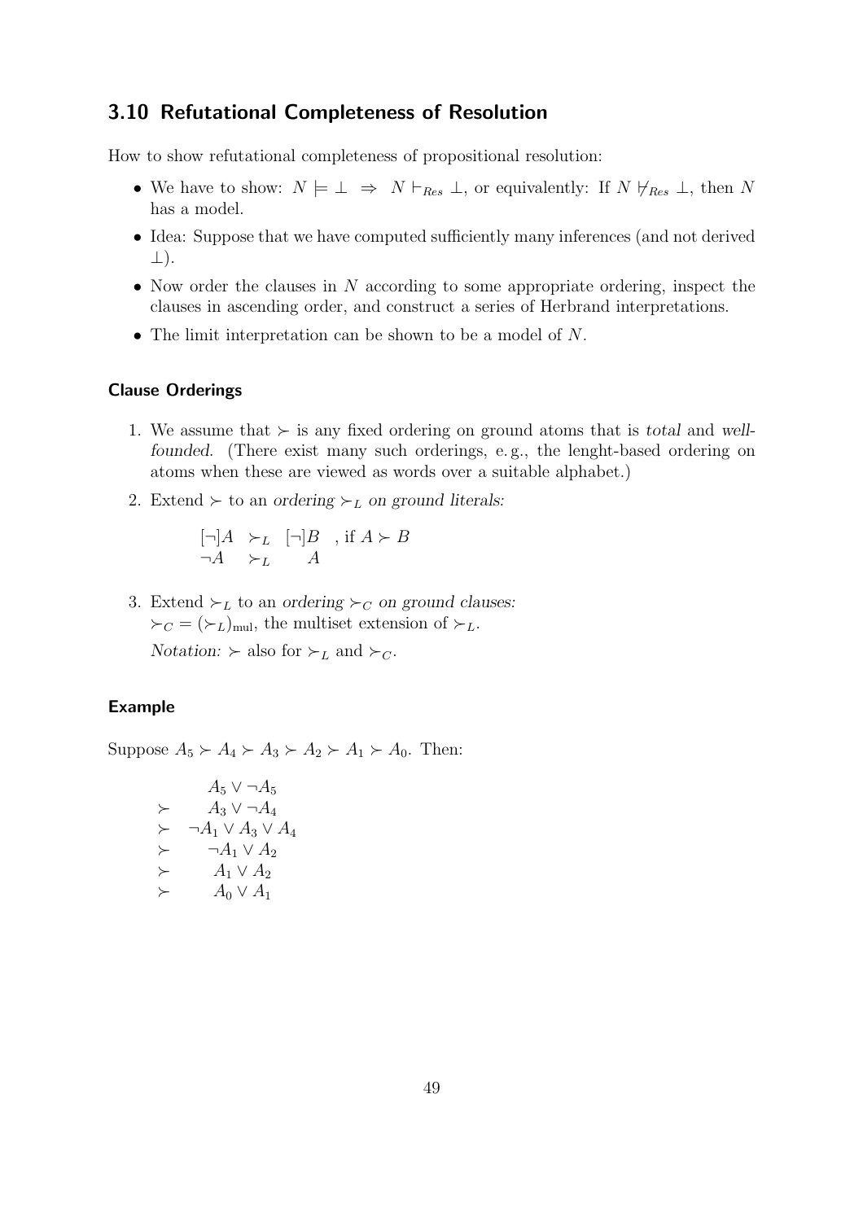## 3.10 Refutational Completeness of Resolution

How to show refutational completeness of propositional resolution:

- We have to show: $N \models \bot \;\Rightarrow\; N \vdash_{Res} \bot$, or equivalently: If $N \not\vdash_{Res} \bot$, then $N$ has a model.
- Idea: Suppose that we have computed sufficiently many inferences (and not derived $\bot$).
- Now order the clauses in $N$ according to some appropriate ordering, inspect the clauses in ascending order, and construct a series of Herbrand interpretations.
- The limit interpretation can be shown to be a model of $N$.

### Clause Orderings

1. We assume that $\succ$ is any fixed ordering on ground atoms that is *total* and *well-founded*. (There exist many such orderings, e. g., the lenght-based ordering on atoms when these are viewed as words over a suitable alphabet.)
2. Extend $\succ$ to an *ordering* $\succ_L$ *on ground literals:*

$$
\begin{array}{lll}
[\neg]A & \succ_L & [\neg]B \quad \text{, if } A \succ B \\
\neg A & \succ_L & A
\end{array}
$$

3. Extend $\succ_L$ to an *ordering* $\succ_C$ *on ground clauses:* $\succ_C = (\succ_L)_{\text{mul}}$, the multiset extension of $\succ_L$.

   *Notation:* $\succ$ also for $\succ_L$ and $\succ_C$.

### Example

Suppose $A_5 \succ A_4 \succ A_3 \succ A_2 \succ A_1 \succ A_0$. Then:

$$
\begin{array}{rc}
 & A_5 \vee \neg A_5 \\
\succ & A_3 \vee \neg A_4 \\
\succ & \neg A_1 \vee A_3 \vee A_4 \\
\succ & \neg A_1 \vee A_2 \\
\succ & A_1 \vee A_2 \\
\succ & A_0 \vee A_1
\end{array}
$$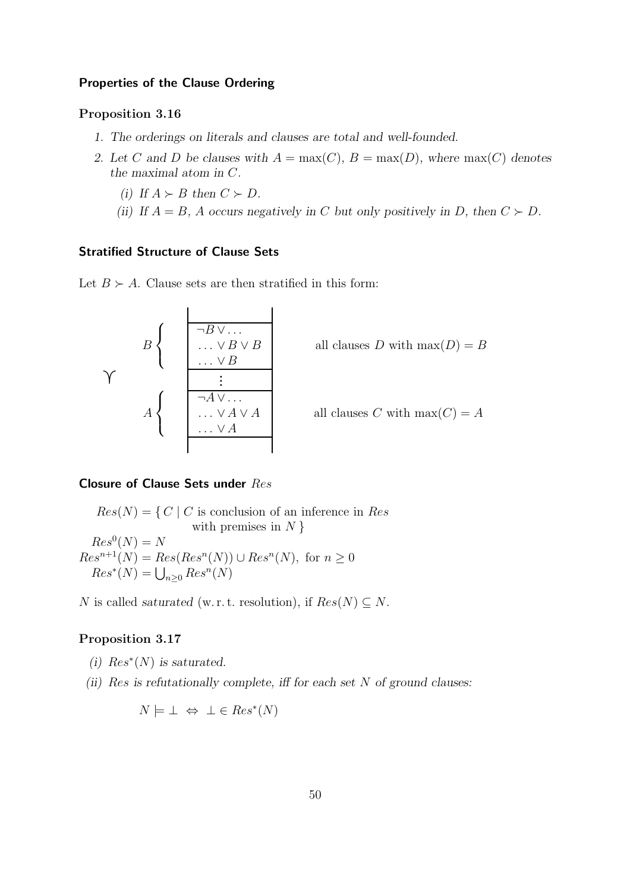### Properties of the Clause Ordering

**Proposition 3.16**

1. *The orderings on literals and clauses are total and well-founded.*
2. *Let $C$ and $D$ be clauses with $A = \max(C)$, $B = \max(D)$, where $\max(C)$ denotes the maximal atom in $C$.*
   *(i) If $A \succ B$ then $C \succ D$.*
   *(ii) If $A = B$, $A$ occurs negatively in $C$ but only positively in $D$, then $C \succ D$.*

### Stratified Structure of Clause Sets

Let $B \succ A$. Clause sets are then stratified in this form:

$$
\curlyvee \quad
\begin{array}{l|c|l}
 & \vdots & \\
\hline
 & \neg B \vee \ldots & \\
B \left\{ \right. & \ldots \vee B \vee B & \text{all clauses } D \text{ with } \max(D) = B \\
 & \ldots \vee B & \\
\hline
 & \vdots & \\
\hline
 & \neg A \vee \ldots & \\
A \left\{ \right. & \ldots \vee A \vee A & \text{all clauses } C \text{ with } \max(C) = A \\
 & \ldots \vee A & \\
\hline
\end{array}
$$

### Closure of Clause Sets under $Res$

$$
\begin{aligned}
Res(N) &= \{\, C \mid C \text{ is conclusion of an inference in } Res \\
&\qquad\quad \text{with premises in } N \,\} \\
Res^0(N) &= N \\
Res^{n+1}(N) &= Res(Res^n(N)) \cup Res^n(N), \text{ for } n \geq 0 \\
Res^*(N) &= \textstyle\bigcup_{n \geq 0} Res^n(N)
\end{aligned}
$$

$N$ is called *saturated* (w. r. t. resolution), if $Res(N) \subseteq N$.

**Proposition 3.17**

*(i) $Res^*(N)$ is saturated.*

*(ii) $Res$ is refutationally complete, iff for each set $N$ of ground clauses:*

$$N \models \bot \iff \bot \in Res^*(N)$$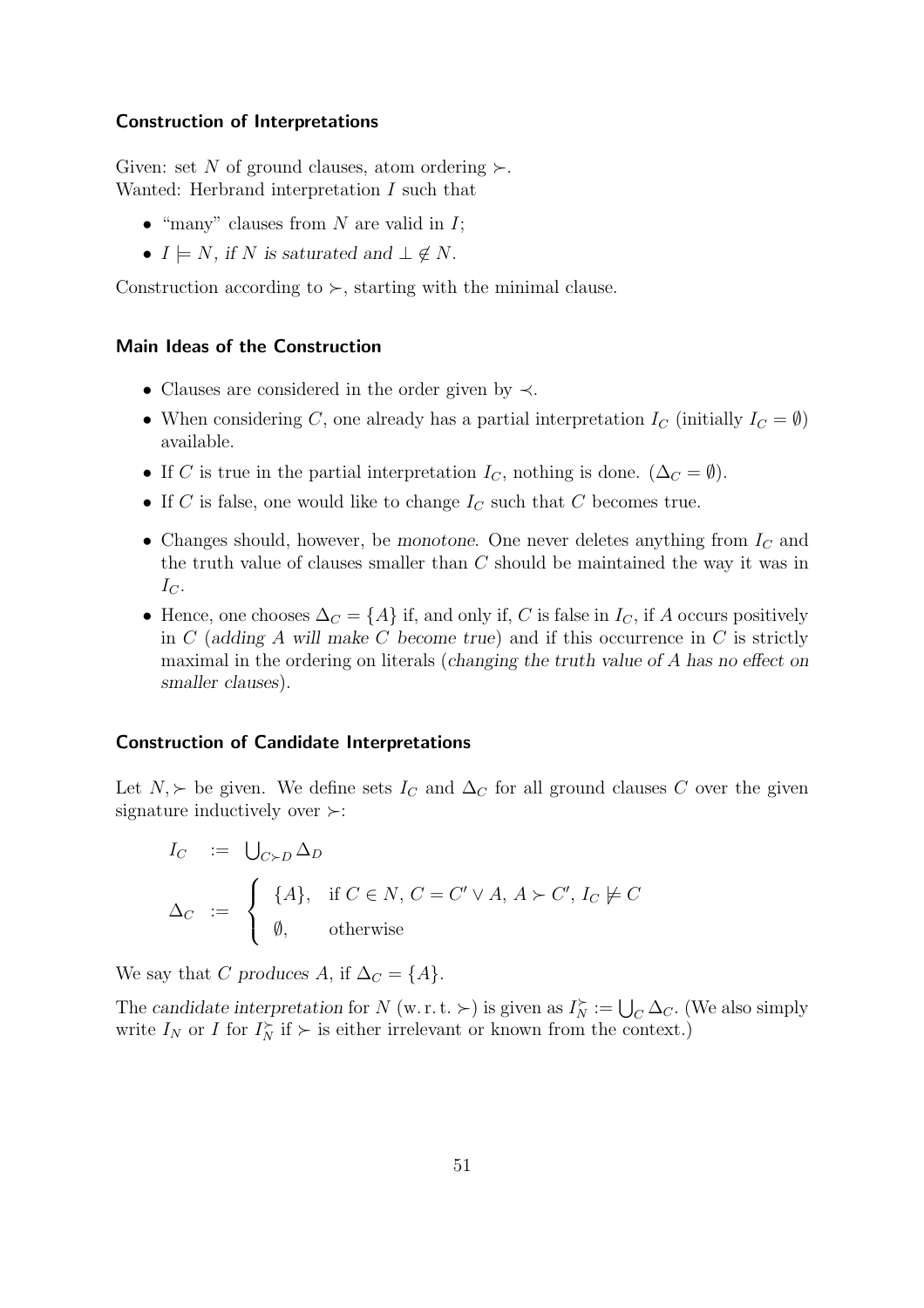### Construction of Interpretations

Given: set $N$ of ground clauses, atom ordering $\succ$.
Wanted: Herbrand interpretation $I$ such that

- "many" clauses from $N$ are valid in $I$;
- $I \models N$, *if* $N$ *is saturated and* $\bot \notin N$.

Construction according to $\succ$, starting with the minimal clause.

### Main Ideas of the Construction

- Clauses are considered in the order given by $\prec$.
- When considering $C$, one already has a partial interpretation $I_C$ (initially $I_C = \emptyset$) available.
- If $C$ is true in the partial interpretation $I_C$, nothing is done. ($\Delta_C = \emptyset$).
- If $C$ is false, one would like to change $I_C$ such that $C$ becomes true.
- Changes should, however, be *monotone*. One never deletes anything from $I_C$ and the truth value of clauses smaller than $C$ should be maintained the way it was in $I_C$.
- Hence, one chooses $\Delta_C = \{A\}$ if, and only if, $C$ is false in $I_C$, if $A$ occurs positively in $C$ (*adding* $A$ *will make* $C$ *become true*) and if this occurrence in $C$ is strictly maximal in the ordering on literals (*changing the truth value of* $A$ *has no effect on smaller clauses*).

### Construction of Candidate Interpretations

Let $N, \succ$ be given. We define sets $I_C$ and $\Delta_C$ for all ground clauses $C$ over the given signature inductively over $\succ$:

$$I_C := \bigcup_{C \succ D} \Delta_D$$

$$\Delta_C := \begin{cases} \{A\}, & \text{if } C \in N,\ C = C' \vee A,\ A \succ C',\ I_C \not\models C \\ \emptyset, & \text{otherwise} \end{cases}$$

We say that $C$ *produces* $A$, if $\Delta_C = \{A\}$.

The *candidate interpretation* for $N$ (w. r. t. $\succ$) is given as $I_N^{\succ} := \bigcup_C \Delta_C$. (We also simply write $I_N$ or $I$ for $I_N^{\succ}$ if $\succ$ is either irrelevant or known from the context.)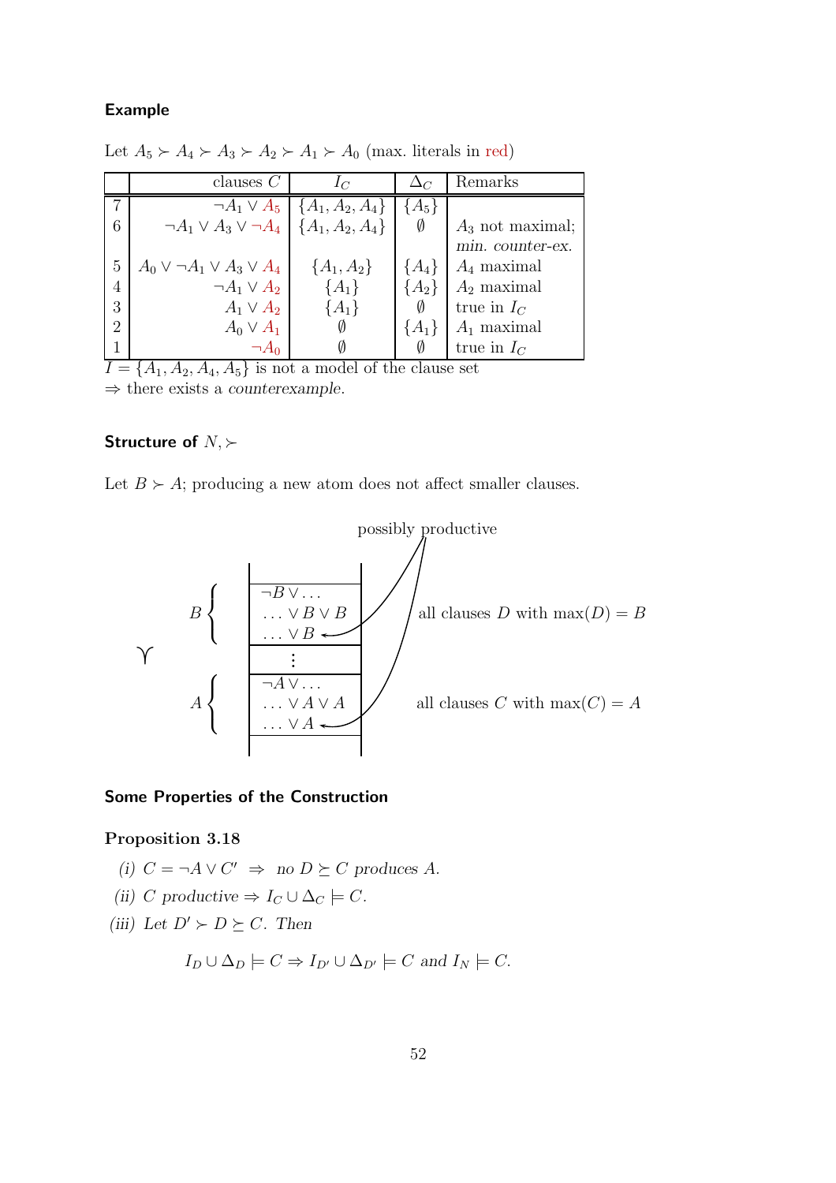**Example**

Let $A_5 \succ A_4 \succ A_3 \succ A_2 \succ A_1 \succ A_0$ (max. literals in red)

| | clauses $C$ | $I_C$ | $\Delta_C$ | Remarks |
|---|---|---|---|---|
| 7 | $\neg A_1 \lor A_5$ | $\{A_1, A_2, A_4\}$ | $\{A_5\}$ | |
| 6 | $\neg A_1 \lor A_3 \lor \neg A_4$ | $\{A_1, A_2, A_4\}$ | $\emptyset$ | $A_3$ not maximal; *min. counter-ex.* |
| 5 | $A_0 \lor \neg A_1 \lor A_3 \lor A_4$ | $\{A_1, A_2\}$ | $\{A_4\}$ | $A_4$ maximal |
| 4 | $\neg A_1 \lor A_2$ | $\{A_1\}$ | $\{A_2\}$ | $A_2$ maximal |
| 3 | $A_1 \lor A_2$ | $\{A_1\}$ | $\emptyset$ | true in $I_C$ |
| 2 | $A_0 \lor A_1$ | $\emptyset$ | $\{A_1\}$ | $A_1$ maximal |
| 1 | $\neg A_0$ | $\emptyset$ | $\emptyset$ | true in $I_C$ |

$I = \{A_1, A_2, A_4, A_5\}$ is not a model of the clause set
$\Rightarrow$ there exists a *counterexample*.

**Structure of $N, \succ$**

Let $B \succ A$; producing a new atom does not affect smaller clauses.

possibly productive

$\succ$

$B$: $\neg B \lor \ldots$, $\ldots \lor B \lor B$, $\ldots \lor B$ — all clauses $D$ with $\max(D) = B$

$\vdots$

$A$: $\neg A \lor \ldots$, $\ldots \lor A \lor A$, $\ldots \lor A$ — all clauses $C$ with $\max(C) = A$

**Some Properties of the Construction**

**Proposition 3.18**

*(i)* $C = \neg A \lor C' \;\Rightarrow\;$ *no* $D \succeq C$ *produces* $A$.

*(ii)* $C$ *productive* $\Rightarrow I_C \cup \Delta_C \models C$.

*(iii) Let* $D' \succ D \succeq C$. *Then*

$$I_D \cup \Delta_D \models C \Rightarrow I_{D'} \cup \Delta_{D'} \models C \text{ and } I_N \models C.$$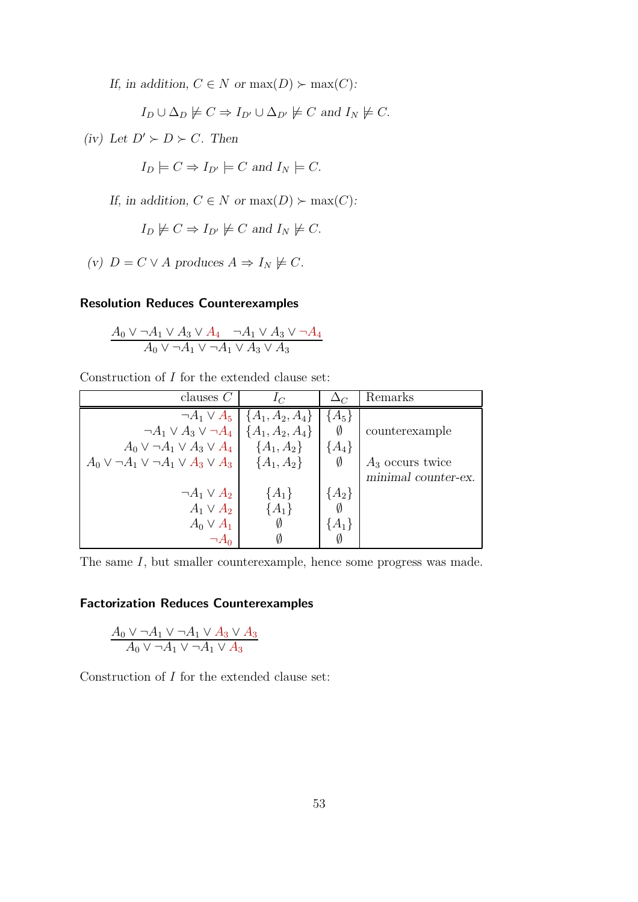*If, in addition, $C \in N$ or $\max(D) \succ \max(C)$:*

$$I_D \cup \Delta_D \not\models C \Rightarrow I_{D'} \cup \Delta_{D'} \not\models C \text{ and } I_N \not\models C.$$

*(iv) Let $D' \succ D \succ C$. Then*

$$I_D \models C \Rightarrow I_{D'} \models C \text{ and } I_N \models C.$$

*If, in addition, $C \in N$ or $\max(D) \succ \max(C)$:*

$$I_D \not\models C \Rightarrow I_{D'} \not\models C \text{ and } I_N \not\models C.$$

*(v) $D = C \vee A$ produces $A \Rightarrow I_N \not\models C$.*

### Resolution Reduces Counterexamples

$$\frac{A_0 \vee \neg A_1 \vee A_3 \vee A_4 \quad \neg A_1 \vee A_3 \vee \neg A_4}{A_0 \vee \neg A_1 \vee \neg A_1 \vee A_3 \vee A_3}$$

Construction of $I$ for the extended clause set:

| clauses $C$ | $I_C$ | $\Delta_C$ | Remarks |
|---|---|---|---|
| $\neg A_1 \vee A_5$ | $\{A_1, A_2, A_4\}$ | $\{A_5\}$ | |
| $\neg A_1 \vee A_3 \vee \neg A_4$ | $\{A_1, A_2, A_4\}$ | $\emptyset$ | counterexample |
| $A_0 \vee \neg A_1 \vee A_3 \vee A_4$ | $\{A_1, A_2\}$ | $\{A_4\}$ | |
| $A_0 \vee \neg A_1 \vee \neg A_1 \vee A_3 \vee A_3$ | $\{A_1, A_2\}$ | $\emptyset$ | $A_3$ occurs twice *minimal counter-ex.* |
| $\neg A_1 \vee A_2$ | $\{A_1\}$ | $\{A_2\}$ | |
| $A_1 \vee A_2$ | $\{A_1\}$ | $\emptyset$ | |
| $A_0 \vee A_1$ | $\emptyset$ | $\{A_1\}$ | |
| $\neg A_0$ | $\emptyset$ | $\emptyset$ | |

The same $I$, but smaller counterexample, hence some progress was made.

### Factorization Reduces Counterexamples

$$\frac{A_0 \vee \neg A_1 \vee \neg A_1 \vee A_3 \vee A_3}{A_0 \vee \neg A_1 \vee \neg A_1 \vee A_3}$$

Construction of $I$ for the extended clause set: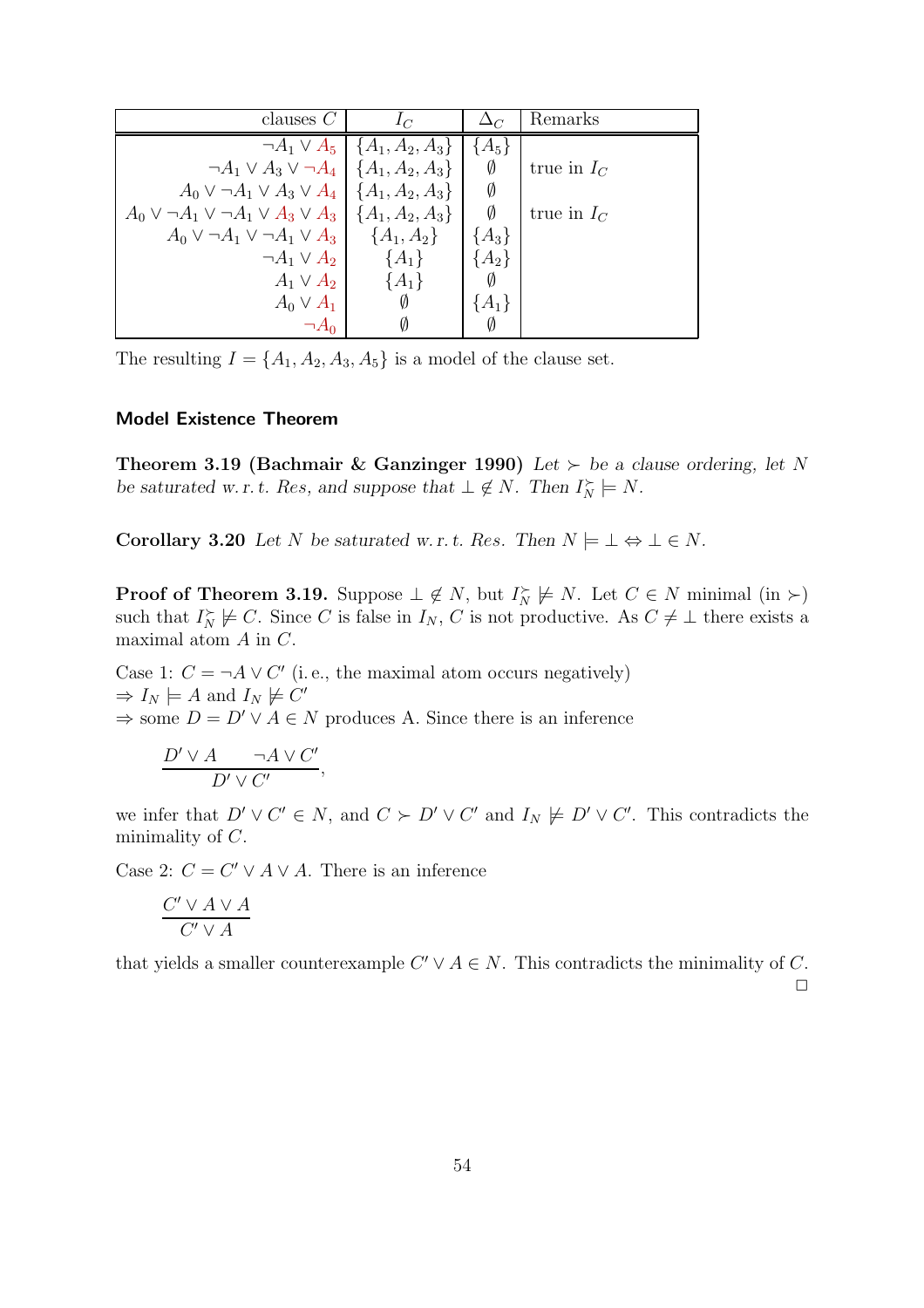| clauses $C$ | $I_C$ | $\Delta_C$ | Remarks |
|---:|:---:|:---:|---|
| $\neg A_1 \vee A_5$ | $\{A_1, A_2, A_3\}$ | $\{A_5\}$ | |
| $\neg A_1 \vee A_3 \vee \neg A_4$ | $\{A_1, A_2, A_3\}$ | $\emptyset$ | true in $I_C$ |
| $A_0 \vee \neg A_1 \vee A_3 \vee A_4$ | $\{A_1, A_2, A_3\}$ | $\emptyset$ | |
| $A_0 \vee \neg A_1 \vee \neg A_1 \vee A_3 \vee A_3$ | $\{A_1, A_2, A_3\}$ | $\emptyset$ | true in $I_C$ |
| $A_0 \vee \neg A_1 \vee \neg A_1 \vee A_3$ | $\{A_1, A_2\}$ | $\{A_3\}$ | |
| $\neg A_1 \vee A_2$ | $\{A_1\}$ | $\{A_2\}$ | |
| $A_1 \vee A_2$ | $\{A_1\}$ | $\emptyset$ | |
| $A_0 \vee A_1$ | $\emptyset$ | $\{A_1\}$ | |
| $\neg A_0$ | $\emptyset$ | $\emptyset$ | |

The resulting $I = \{A_1, A_2, A_3, A_5\}$ is a model of the clause set.

### Model Existence Theorem

**Theorem 3.19 (Bachmair & Ganzinger 1990)** *Let $\succ$ be a clause ordering, let $N$ be saturated w. r. t. Res, and suppose that $\bot \notin N$. Then $I_N^{\succ} \models N$.*

**Corollary 3.20** *Let $N$ be saturated w. r. t. Res. Then $N \models \bot \Leftrightarrow \bot \in N$.*

**Proof of Theorem 3.19.** Suppose $\bot \notin N$, but $I_N^{\succ} \not\models N$. Let $C \in N$ minimal (in $\succ$) such that $I_N^{\succ} \not\models C$. Since $C$ is false in $I_N$, $C$ is not productive. As $C \neq \bot$ there exists a maximal atom $A$ in $C$.

Case 1: $C = \neg A \vee C'$ (i. e., the maximal atom occurs negatively)
$\Rightarrow I_N \models A$ and $I_N \not\models C'$
$\Rightarrow$ some $D = D' \vee A \in N$ produces A. Since there is an inference

$$\frac{D' \vee A \qquad \neg A \vee C'}{D' \vee C'},$$

we infer that $D' \vee C' \in N$, and $C \succ D' \vee C'$ and $I_N \not\models D' \vee C'$. This contradicts the minimality of $C$.

Case 2: $C = C' \vee A \vee A$. There is an inference

$$\frac{C' \vee A \vee A}{C' \vee A}$$

that yields a smaller counterexample $C' \vee A \in N$. This contradicts the minimality of $C$.
□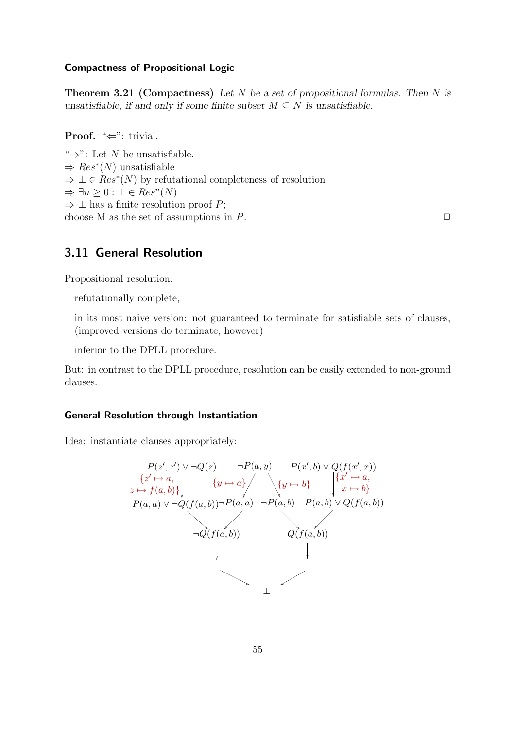### Compactness of Propositional Logic

**Theorem 3.21 (Compactness)** *Let $N$ be a set of propositional formulas. Then $N$ is unsatisfiable, if and only if some finite subset $M \subseteq N$ is unsatisfiable.*

**Proof.** "$\Leftarrow$": trivial.

"$\Rightarrow$": Let $N$ be unsatisfiable.
$\Rightarrow$ $Res^*(N)$ unsatisfiable
$\Rightarrow$ $\bot \in Res^*(N)$ by refutational completeness of resolution
$\Rightarrow$ $\exists n \geq 0 : \bot \in Res^n(N)$
$\Rightarrow$ $\bot$ has a finite resolution proof $P$;
choose M as the set of assumptions in $P$. $\square$

## 3.11 General Resolution

Propositional resolution:

refutationally complete,

in its most naive version: not guaranteed to terminate for satisfiable sets of clauses, (improved versions do terminate, however)

inferior to the DPLL procedure.

But: in contrast to the DPLL procedure, resolution can be easily extended to non-ground clauses.

### General Resolution through Instantiation

Idea: instantiate clauses appropriately:

$P(z', z') \vee \neg Q(z)$ —[$\{z' \mapsto a, z \mapsto f(a,b)\}$]→ $P(a,a) \vee \neg Q(f(a,b))$

$\neg P(a,y)$ —[$\{y \mapsto a\}$]→ $\neg P(a,a)$

$\neg P(a,y)$ —[$\{y \mapsto b\}$]→ $\neg P(a,b)$

$P(x', b) \vee Q(f(x', x))$ —[$\{x' \mapsto a, x \mapsto b\}$]→ $P(a,b) \vee Q(f(a,b))$

$P(a,a) \vee \neg Q(f(a,b))$, $\neg P(a,a)$ → $\neg Q(f(a,b))$

$\neg P(a,b)$, $P(a,b) \vee Q(f(a,b))$ → $Q(f(a,b))$

$\neg Q(f(a,b))$, $Q(f(a,b))$ → $\bot$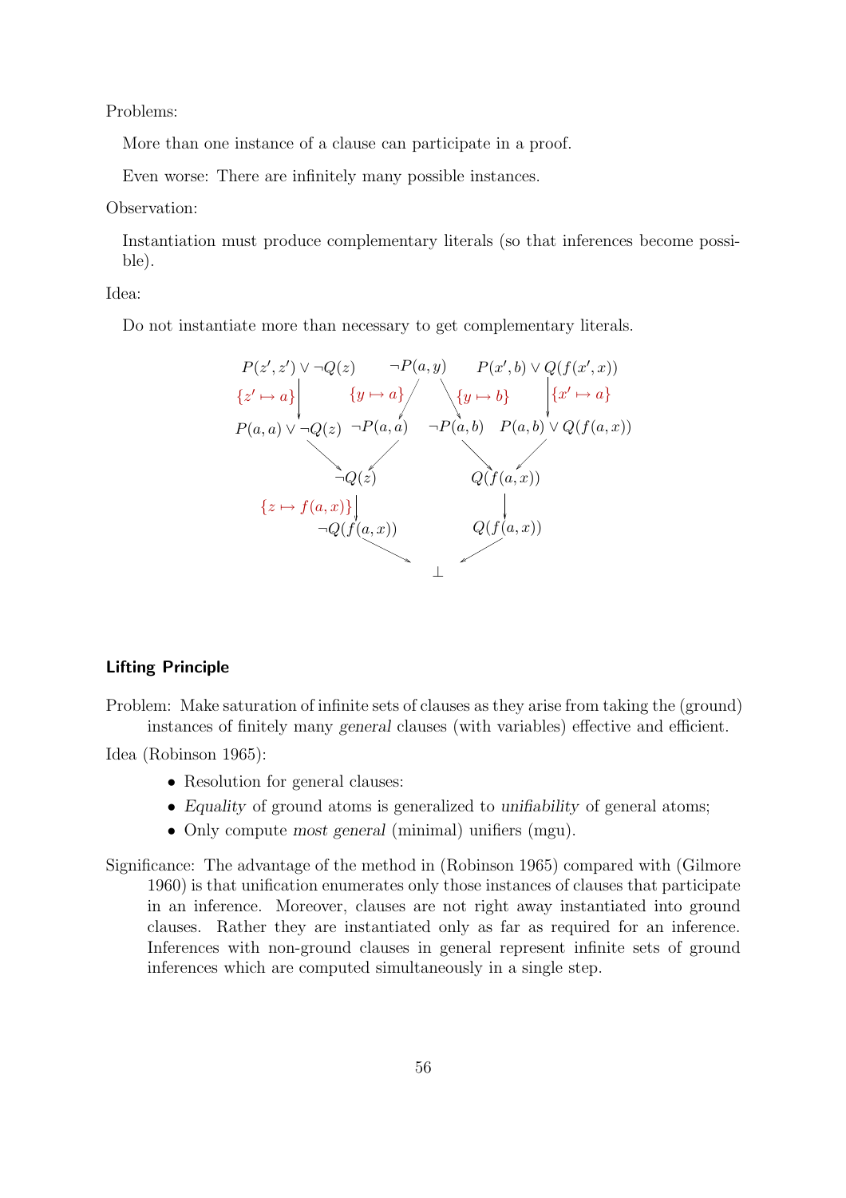Problems:

More than one instance of a clause can participate in a proof.

Even worse: There are infinitely many possible instances.

Observation:

Instantiation must produce complementary literals (so that inferences become possible).

Idea:

Do not instantiate more than necessary to get complementary literals.

$$
\begin{array}{cccc}
P(z',z') \vee \neg Q(z) & \neg P(a,y) & & P(x',b) \vee Q(f(x',x)) \\
\downarrow \{z' \mapsto a\} & \swarrow \{y \mapsto a\} & \searrow \{y \mapsto b\} & \downarrow \{x' \mapsto a\} \\
P(a,a) \vee \neg Q(z) & \neg P(a,a) & \neg P(a,b) & P(a,b) \vee Q(f(a,x)) \\
\searrow & \swarrow & \searrow & \swarrow \\
& \neg Q(z) & Q(f(a,x)) & \\
& \downarrow \{z \mapsto f(a,x)\} & \downarrow & \\
& \neg Q(f(a,x)) & Q(f(a,x)) & \\
& \searrow & \swarrow & \\
& & \bot &
\end{array}
$$

### Lifting Principle

Problem: Make saturation of infinite sets of clauses as they arise from taking the (ground) instances of finitely many *general* clauses (with variables) effective and efficient.

Idea (Robinson 1965):

- Resolution for general clauses:
- *Equality* of ground atoms is generalized to *unifiability* of general atoms;
- Only compute *most general* (minimal) unifiers (mgu).

Significance: The advantage of the method in (Robinson 1965) compared with (Gilmore 1960) is that unification enumerates only those instances of clauses that participate in an inference. Moreover, clauses are not right away instantiated into ground clauses. Rather they are instantiated only as far as required for an inference. Inferences with non-ground clauses in general represent infinite sets of ground inferences which are computed simultaneously in a single step.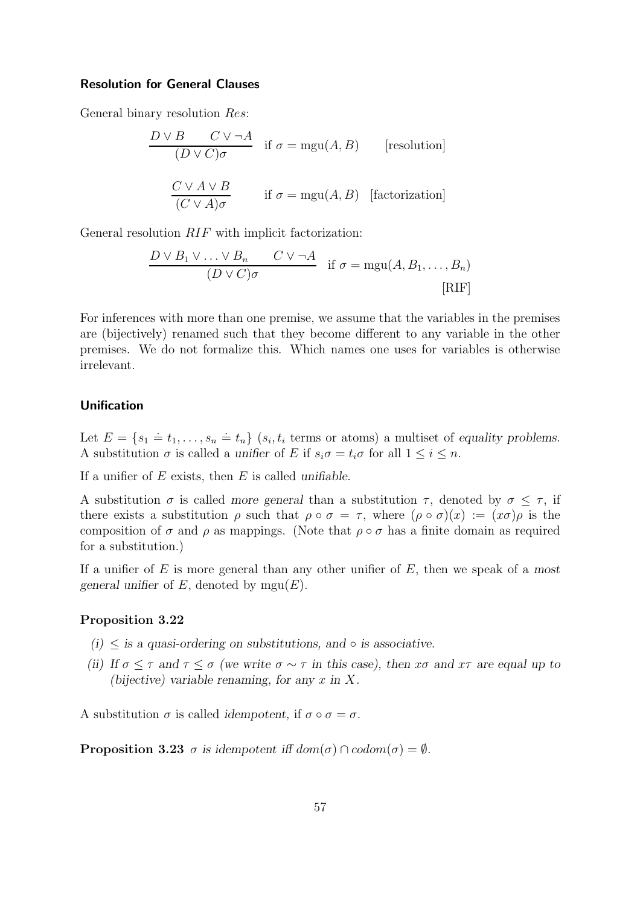### Resolution for General Clauses

General binary resolution *Res*:

$$\frac{D \vee B \qquad C \vee \neg A}{(D \vee C)\sigma} \quad \text{if } \sigma = \text{mgu}(A, B) \qquad \text{[resolution]}$$

$$\frac{C \vee A \vee B}{(C \vee A)\sigma} \qquad \text{if } \sigma = \text{mgu}(A, B) \quad \text{[factorization]}$$

General resolution *RIF* with implicit factorization:

$$\frac{D \vee B_1 \vee \ldots \vee B_n \qquad C \vee \neg A}{(D \vee C)\sigma} \quad \text{if } \sigma = \text{mgu}(A, B_1, \ldots, B_n) \qquad \text{[RIF]}$$

For inferences with more than one premise, we assume that the variables in the premises are (bijectively) renamed such that they become different to any variable in the other premises. We do not formalize this. Which names one uses for variables is otherwise irrelevant.

### Unification

Let $E = \{s_1 \doteq t_1, \ldots, s_n \doteq t_n\}$ ($s_i, t_i$ terms or atoms) a multiset of *equality problems*. A substitution $\sigma$ is called a *unifier* of $E$ if $s_i\sigma = t_i\sigma$ for all $1 \leq i \leq n$.

If a unifier of $E$ exists, then $E$ is called *unifiable*.

A substitution $\sigma$ is called *more general* than a substitution $\tau$, denoted by $\sigma \leq \tau$, if there exists a substitution $\rho$ such that $\rho \circ \sigma = \tau$, where $(\rho \circ \sigma)(x) := (x\sigma)\rho$ is the composition of $\sigma$ and $\rho$ as mappings. (Note that $\rho \circ \sigma$ has a finite domain as required for a substitution.)

If a unifier of $E$ is more general than any other unifier of $E$, then we speak of a *most general unifier* of $E$, denoted by $\text{mgu}(E)$.

**Proposition 3.22**

*(i) $\leq$ is a quasi-ordering on substitutions, and $\circ$ is associative.*

*(ii) If $\sigma \leq \tau$ and $\tau \leq \sigma$ (we write $\sigma \sim \tau$ in this case), then $x\sigma$ and $x\tau$ are equal up to (bijective) variable renaming, for any $x$ in $X$.*

A substitution $\sigma$ is called *idempotent*, if $\sigma \circ \sigma = \sigma$.

**Proposition 3.23** *$\sigma$ is idempotent iff $dom(\sigma) \cap codom(\sigma) = \emptyset$.*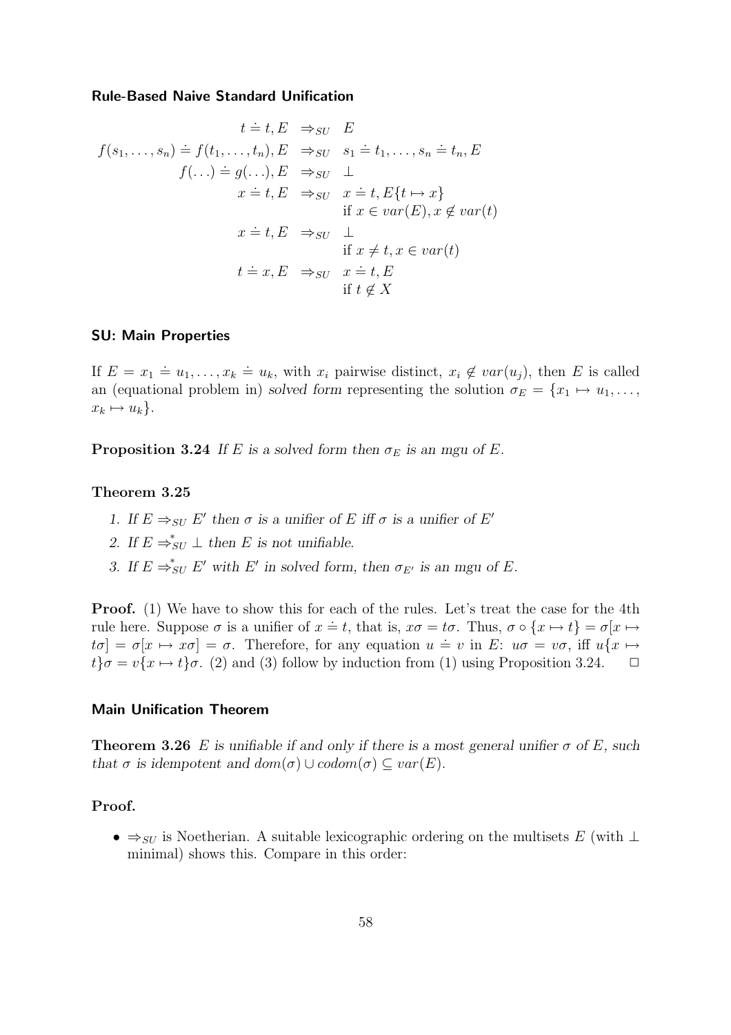**Rule-Based Naive Standard Unification**

$$
\begin{array}{rcl}
t \doteq t, E & \Rightarrow_{SU} & E \\
f(s_1, \ldots, s_n) \doteq f(t_1, \ldots, t_n), E & \Rightarrow_{SU} & s_1 \doteq t_1, \ldots, s_n \doteq t_n, E \\
f(\ldots) \doteq g(\ldots), E & \Rightarrow_{SU} & \bot \\
x \doteq t, E & \Rightarrow_{SU} & x \doteq t, E\{t \mapsto x\} \\
& & \text{if } x \in var(E), x \notin var(t) \\
x \doteq t, E & \Rightarrow_{SU} & \bot \\
& & \text{if } x \neq t, x \in var(t) \\
t \doteq x, E & \Rightarrow_{SU} & x \doteq t, E \\
& & \text{if } t \notin X
\end{array}
$$

**SU: Main Properties**

If $E = x_1 \doteq u_1, \ldots, x_k \doteq u_k$, with $x_i$ pairwise distinct, $x_i \notin var(u_j)$, then $E$ is called an (equational problem in) *solved form* representing the solution $\sigma_E = \{x_1 \mapsto u_1, \ldots, x_k \mapsto u_k\}$.

**Proposition 3.24** *If $E$ is a solved form then $\sigma_E$ is an mgu of $E$.*

**Theorem 3.25**

1. *If $E \Rightarrow_{SU} E'$ then $\sigma$ is a unifier of $E$ iff $\sigma$ is a unifier of $E'$*
2. *If $E \Rightarrow_{SU}^{*} \bot$ then $E$ is not unifiable.*
3. *If $E \Rightarrow_{SU}^{*} E'$ with $E'$ in solved form, then $\sigma_{E'}$ is an mgu of $E$.*

**Proof.** (1) We have to show this for each of the rules. Let's treat the case for the 4th rule here. Suppose $\sigma$ is a unifier of $x \doteq t$, that is, $x\sigma = t\sigma$. Thus, $\sigma \circ \{x \mapsto t\} = \sigma[x \mapsto t\sigma] = \sigma[x \mapsto x\sigma] = \sigma$. Therefore, for any equation $u \doteq v$ in $E$: $u\sigma = v\sigma$, iff $u\{x \mapsto t\}\sigma = v\{x \mapsto t\}\sigma$. (2) and (3) follow by induction from (1) using Proposition 3.24. $\Box$

**Main Unification Theorem**

**Theorem 3.26** *$E$ is unifiable if and only if there is a most general unifier $\sigma$ of $E$, such that $\sigma$ is idempotent and $dom(\sigma) \cup codom(\sigma) \subseteq var(E)$.*

**Proof.**

- $\Rightarrow_{SU}$ is Noetherian. A suitable lexicographic ordering on the multisets $E$ (with $\bot$ minimal) shows this. Compare in this order: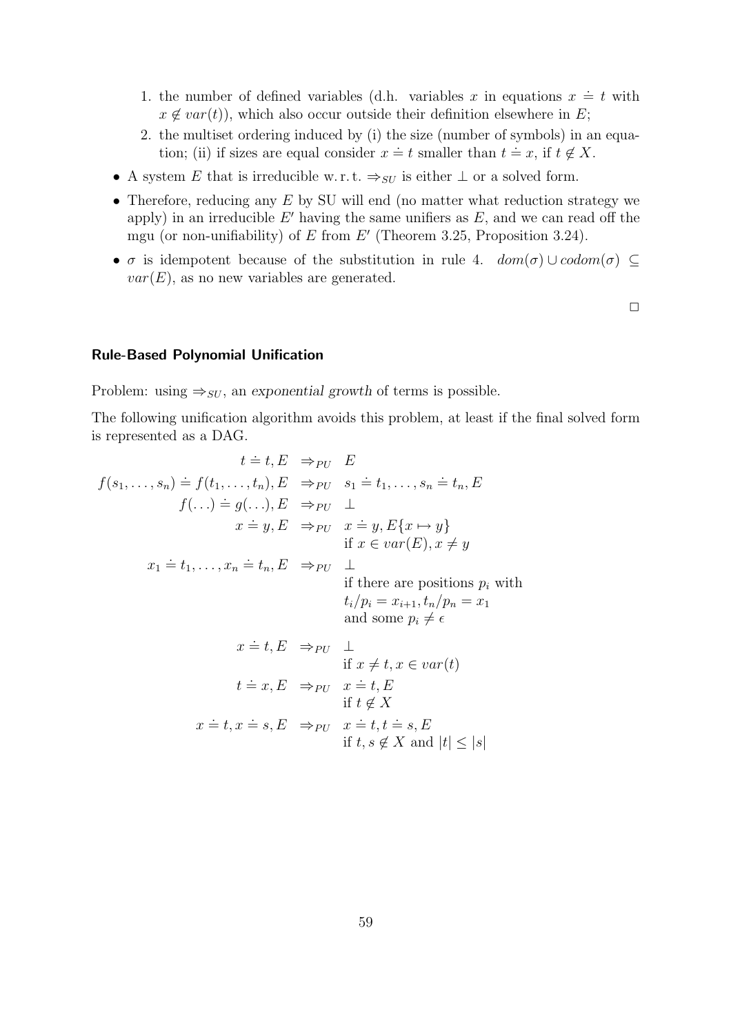1. the number of defined variables (d.h. variables $x$ in equations $x \doteq t$ with $x \notin var(t)$), which also occur outside their definition elsewhere in $E$;
   2. the multiset ordering induced by (i) the size (number of symbols) in an equation; (ii) if sizes are equal consider $x \doteq t$ smaller than $t \doteq x$, if $t \notin X$.

- A system $E$ that is irreducible w. r. t. $\Rightarrow_{SU}$ is either $\bot$ or a solved form.
- Therefore, reducing any $E$ by SU will end (no matter what reduction strategy we apply) in an irreducible $E'$ having the same unifiers as $E$, and we can read off the mgu (or non-unifiability) of $E$ from $E'$ (Theorem 3.25, Proposition 3.24).
- $\sigma$ is idempotent because of the substitution in rule 4. $dom(\sigma) \cup codom(\sigma) \subseteq var(E)$, as no new variables are generated.

□

### Rule-Based Polynomial Unification

Problem: using $\Rightarrow_{SU}$, an *exponential growth* of terms is possible.

The following unification algorithm avoids this problem, at least if the final solved form is represented as a DAG.

$$
\begin{array}{rcl}
t \doteq t, E & \Rightarrow_{PU} & E \\
f(s_1, \ldots, s_n) \doteq f(t_1, \ldots, t_n), E & \Rightarrow_{PU} & s_1 \doteq t_1, \ldots, s_n \doteq t_n, E \\
f(\ldots) \doteq g(\ldots), E & \Rightarrow_{PU} & \bot \\
x \doteq y, E & \Rightarrow_{PU} & x \doteq y, E\{x \mapsto y\} \\
 & & \text{if } x \in var(E), x \neq y \\
x_1 \doteq t_1, \ldots, x_n \doteq t_n, E & \Rightarrow_{PU} & \bot \\
 & & \text{if there are positions } p_i \text{ with} \\
 & & t_i/p_i = x_{i+1}, t_n/p_n = x_1 \\
 & & \text{and some } p_i \neq \epsilon \\
x \doteq t, E & \Rightarrow_{PU} & \bot \\
 & & \text{if } x \neq t, x \in var(t) \\
t \doteq x, E & \Rightarrow_{PU} & x \doteq t, E \\
 & & \text{if } t \notin X \\
x \doteq t, x \doteq s, E & \Rightarrow_{PU} & x \doteq t, t \doteq s, E \\
 & & \text{if } t, s \notin X \text{ and } |t| \leq |s|
\end{array}
$$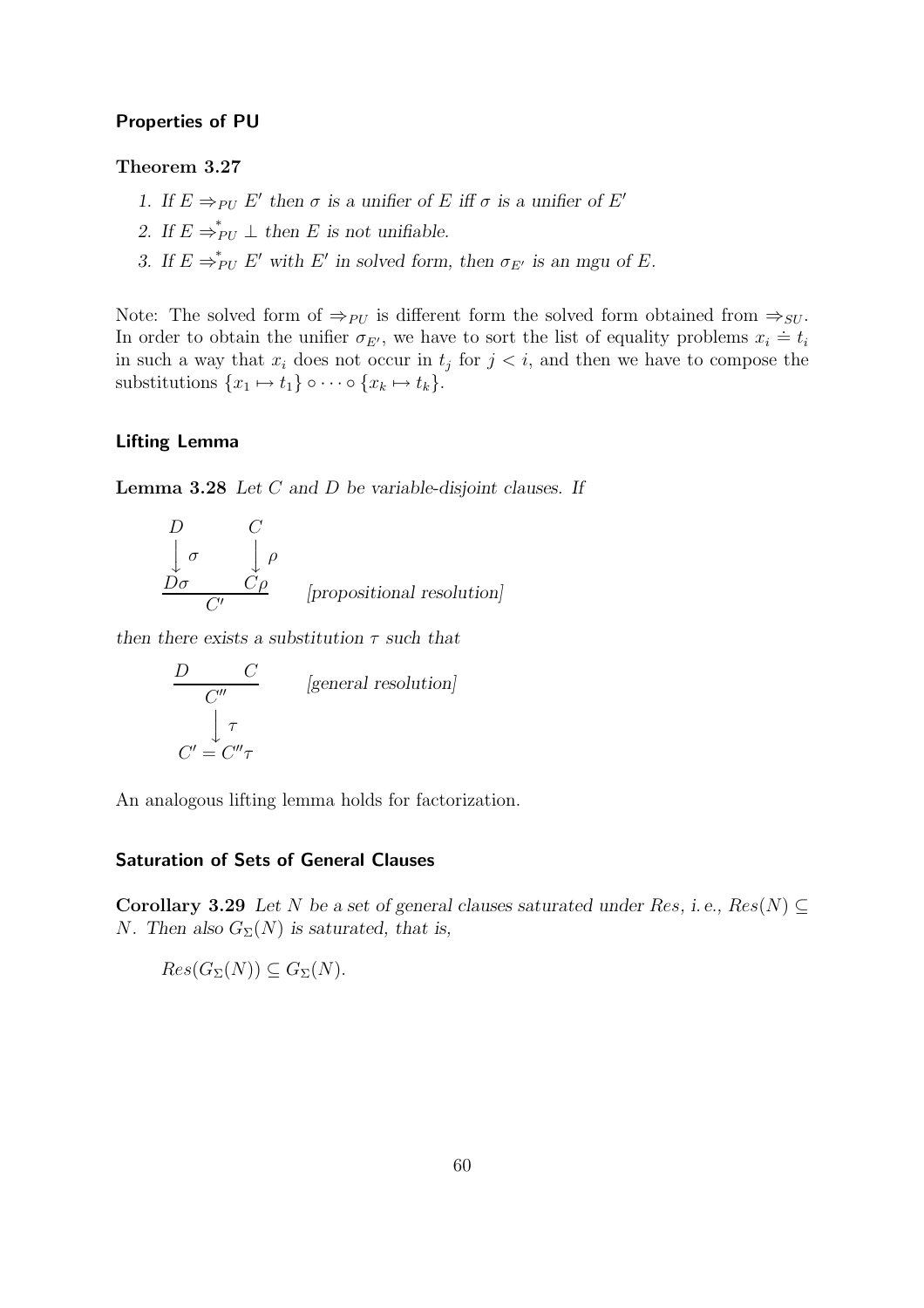### Properties of PU

**Theorem 3.27**

1. *If $E \Rightarrow_{PU} E'$ then $\sigma$ is a unifier of $E$ iff $\sigma$ is a unifier of $E'$*
2. *If $E \Rightarrow^*_{PU} \bot$ then $E$ is not unifiable.*
3. *If $E \Rightarrow^*_{PU} E'$ with $E'$ in solved form, then $\sigma_{E'}$ is an mgu of $E$.*

Note: The solved form of $\Rightarrow_{PU}$ is different form the solved form obtained from $\Rightarrow_{SU}$. In order to obtain the unifier $\sigma_{E'}$, we have to sort the list of equality problems $x_i \doteq t_i$ in such a way that $x_i$ does not occur in $t_j$ for $j < i$, and then we have to compose the substitutions $\{x_1 \mapsto t_1\} \circ \cdots \circ \{x_k \mapsto t_k\}$.

### Lifting Lemma

**Lemma 3.28** *Let $C$ and $D$ be variable-disjoint clauses. If*

$$\frac{\begin{array}{cc} D & C \\ \downarrow \sigma & \downarrow \rho \\ D\sigma & C\rho \end{array}}{C'} \qquad \text{[propositional resolution]}$$

*then there exists a substitution $\tau$ such that*

$$\begin{array}{c} \dfrac{D \qquad C}{C''} \\ \downarrow \tau \\ C' = C''\tau \end{array} \qquad \text{[general resolution]}$$

An analogous lifting lemma holds for factorization.

### Saturation of Sets of General Clauses

**Corollary 3.29** *Let $N$ be a set of general clauses saturated under Res, i.e., $Res(N) \subseteq N$. Then also $G_\Sigma(N)$ is saturated, that is,*

$Res(G_\Sigma(N)) \subseteq G_\Sigma(N).$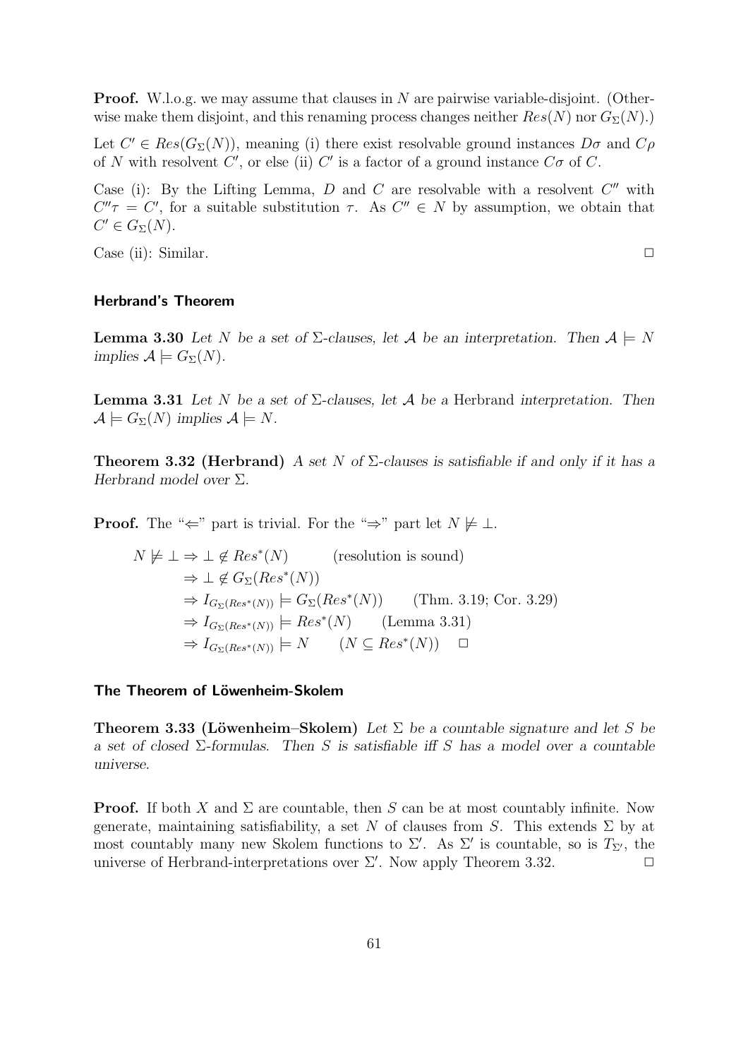**Proof.** W.l.o.g. we may assume that clauses in $N$ are pairwise variable-disjoint. (Otherwise make them disjoint, and this renaming process changes neither $Res(N)$ nor $G_\Sigma(N)$.)

Let $C' \in Res(G_\Sigma(N))$, meaning (i) there exist resolvable ground instances $D\sigma$ and $C\rho$ of $N$ with resolvent $C'$, or else (ii) $C'$ is a factor of a ground instance $C\sigma$ of $C$.

Case (i): By the Lifting Lemma, $D$ and $C$ are resolvable with a resolvent $C''$ with $C''\tau = C'$, for a suitable substitution $\tau$. As $C'' \in N$ by assumption, we obtain that $C' \in G_\Sigma(N)$.

Case (ii): Similar. $\Box$

### Herbrand's Theorem

**Lemma 3.30** *Let $N$ be a set of $\Sigma$-clauses, let $\mathcal{A}$ be an interpretation. Then $\mathcal{A} \models N$ implies $\mathcal{A} \models G_\Sigma(N)$.*

**Lemma 3.31** *Let $N$ be a set of $\Sigma$-clauses, let $\mathcal{A}$ be a* Herbrand *interpretation. Then $\mathcal{A} \models G_\Sigma(N)$ implies $\mathcal{A} \models N$.*

**Theorem 3.32 (Herbrand)** *A set $N$ of $\Sigma$-clauses is satisfiable if and only if it has a Herbrand model over $\Sigma$.*

**Proof.** The "$\Leftarrow$" part is trivial. For the "$\Rightarrow$" part let $N \not\models \bot$.

$$
\begin{aligned}
N \not\models \bot &\Rightarrow \bot \notin Res^*(N) \qquad \text{(resolution is sound)}\\
&\Rightarrow \bot \notin G_\Sigma(Res^*(N))\\
&\Rightarrow I_{G_\Sigma(Res^*(N))} \models G_\Sigma(Res^*(N)) \qquad \text{(Thm. 3.19; Cor. 3.29)}\\
&\Rightarrow I_{G_\Sigma(Res^*(N))} \models Res^*(N) \qquad \text{(Lemma 3.31)}\\
&\Rightarrow I_{G_\Sigma(Res^*(N))} \models N \qquad (N \subseteq Res^*(N)) \quad \Box
\end{aligned}
$$

### The Theorem of Löwenheim-Skolem

**Theorem 3.33 (Löwenheim–Skolem)** *Let $\Sigma$ be a countable signature and let $S$ be a set of closed $\Sigma$-formulas. Then $S$ is satisfiable iff $S$ has a model over a countable universe.*

**Proof.** If both $X$ and $\Sigma$ are countable, then $S$ can be at most countably infinite. Now generate, maintaining satisfiability, a set $N$ of clauses from $S$. This extends $\Sigma$ by at most countably many new Skolem functions to $\Sigma'$. As $\Sigma'$ is countable, so is $T_{\Sigma'}$, the universe of Herbrand-interpretations over $\Sigma'$. Now apply Theorem 3.32. $\Box$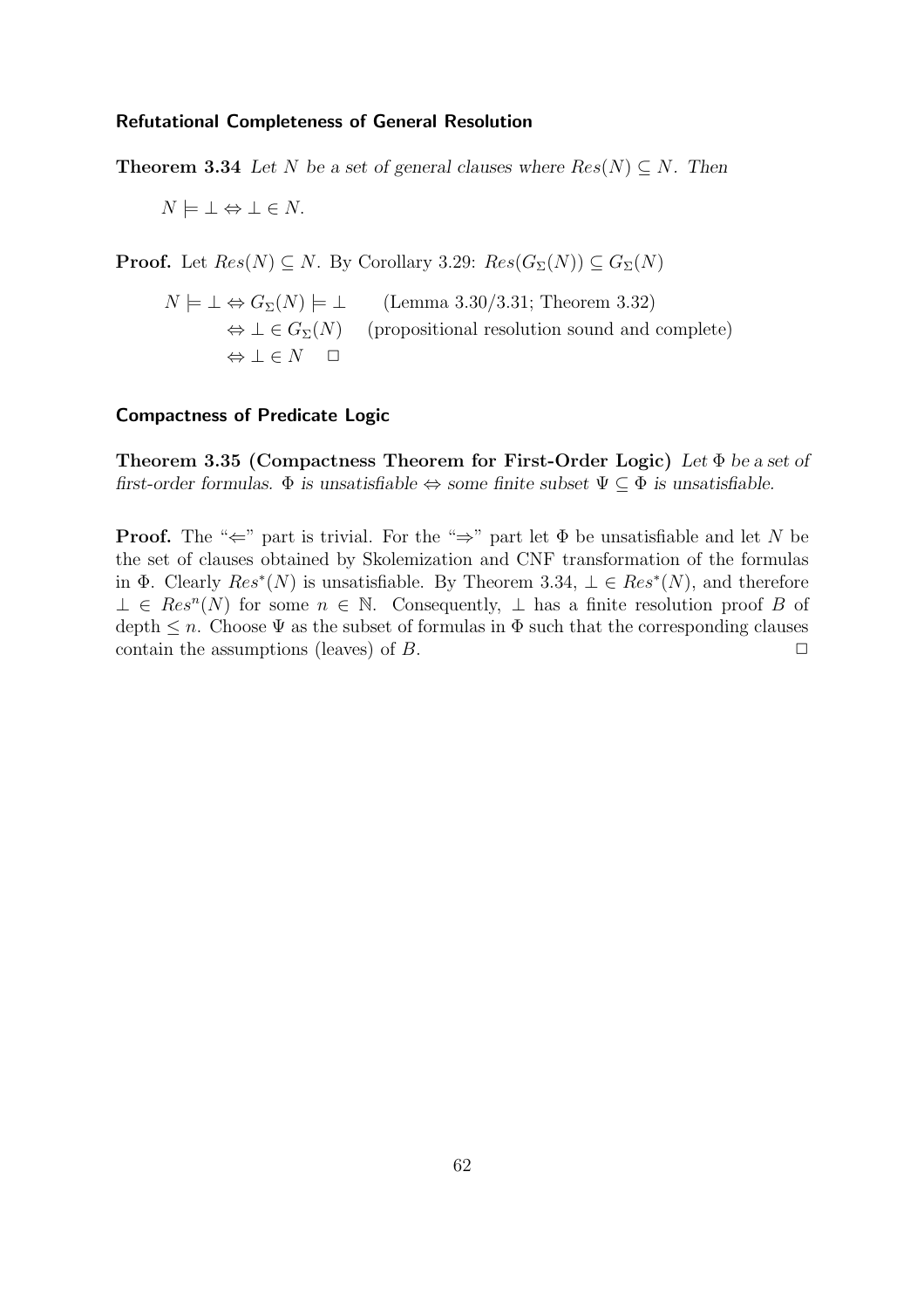### Refutational Completeness of General Resolution

**Theorem 3.34** *Let $N$ be a set of general clauses where $Res(N) \subseteq N$. Then*

$$N \models \bot \Leftrightarrow \bot \in N.$$

**Proof.** Let $Res(N) \subseteq N$. By Corollary 3.29: $Res(G_\Sigma(N)) \subseteq G_\Sigma(N)$

$$\begin{aligned} N \models \bot &\Leftrightarrow G_\Sigma(N) \models \bot && \text{(Lemma 3.30/3.31; Theorem 3.32)} \\ &\Leftrightarrow \bot \in G_\Sigma(N) && \text{(propositional resolution sound and complete)} \\ &\Leftrightarrow \bot \in N \quad \Box \end{aligned}$$

### Compactness of Predicate Logic

**Theorem 3.35 (Compactness Theorem for First-Order Logic)** *Let $\Phi$ be a set of first-order formulas. $\Phi$ is unsatisfiable $\Leftrightarrow$ some finite subset $\Psi \subseteq \Phi$ is unsatisfiable.*

**Proof.** The "$\Leftarrow$" part is trivial. For the "$\Rightarrow$" part let $\Phi$ be unsatisfiable and let $N$ be the set of clauses obtained by Skolemization and CNF transformation of the formulas in $\Phi$. Clearly $Res^*(N)$ is unsatisfiable. By Theorem 3.34, $\bot \in Res^*(N)$, and therefore $\bot \in Res^n(N)$ for some $n \in \mathbb{N}$. Consequently, $\bot$ has a finite resolution proof $B$ of depth $\leq n$. Choose $\Psi$ as the subset of formulas in $\Phi$ such that the corresponding clauses contain the assumptions (leaves) of $B$. $\Box$